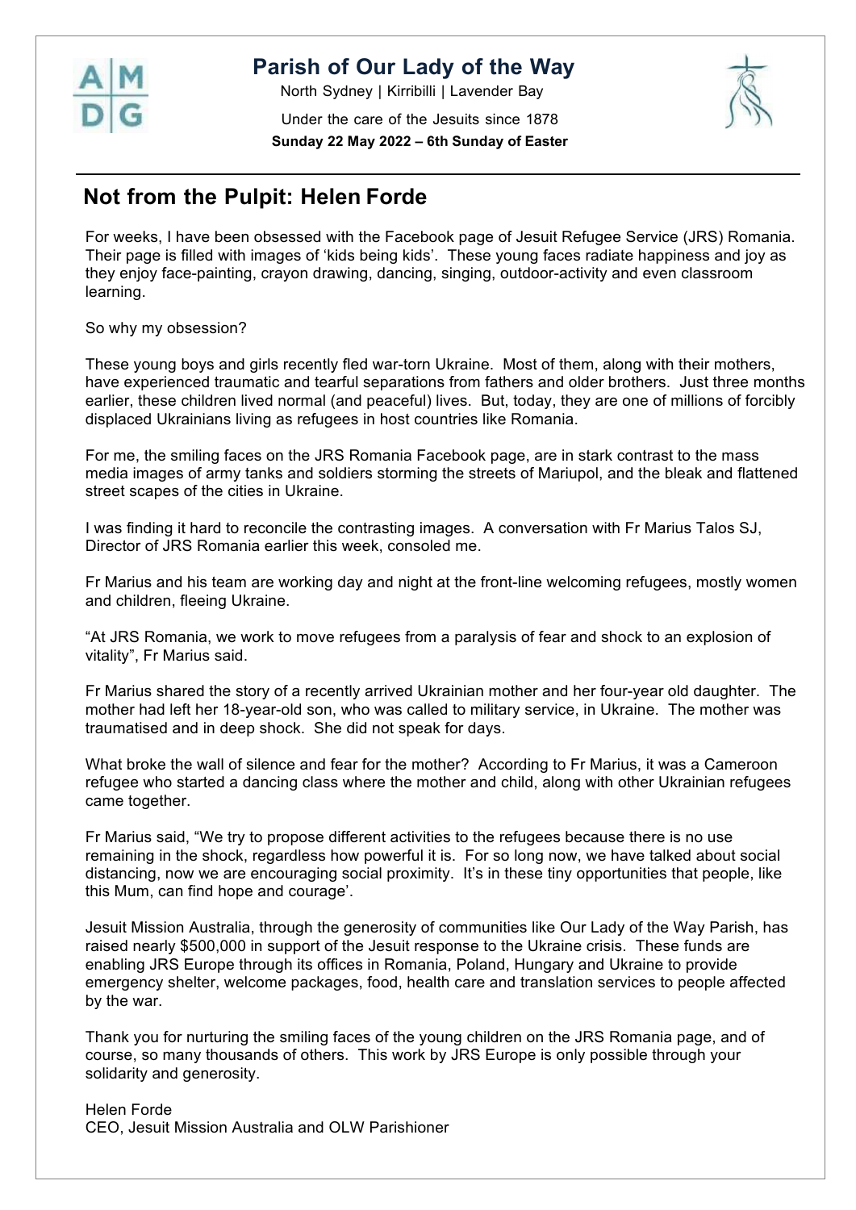# Parish of Our Lady of the Way

North Sydney | Kirribilli | Lavender Bay

Under the care of the Jesuits since 1878

**Sunday 22 May 2022 – 6th Sunday of Easter**

## Not from the Pulpit: Helen Forde

For weeks, I have been obsessed with the Facebook page of Jesuit Refugee Service (JRS) Romania. Their page is filled with images of 'kids being kids'. These young faces radiate happiness and joy as they enjoy face-painting, crayon drawing, dancing, singing, outdoor-activity and even classroom learning.

So why my obsession?

These young boys and girls recently fled war-torn Ukraine. Most of them, along with their mothers, have experienced traumatic and tearful separations from fathers and older brothers. Just three months earlier, these children lived normal (and peaceful) lives. But, today, they are one of millions of forcibly displaced Ukrainians living as refugees in host countries like Romania.

For me, the smiling faces on the JRS Romania Facebook page, are in stark contrast to the mass media images of army tanks and soldiers storming the streets of Mariupol, and the bleak and flattened street scapes of the cities in Ukraine.

I was finding it hard to reconcile the contrasting images. A conversation with Fr Marius Talos SJ, Director of JRS Romania earlier this week, consoled me.

Fr Marius and his team are working day and night at the front-line welcoming refugees, mostly women and children, fleeing Ukraine.

"At JRS Romania, we work to move refugees from a paralysis of fear and shock to an explosion of vitality", Fr Marius said.

Fr Marius shared the story of a recently arrived Ukrainian mother and her four-year old daughter. The mother had left her 18-year-old son, who was called to military service, in Ukraine. The mother was traumatised and in deep shock. She did not speak for days.

What broke the wall of silence and fear for the mother? According to Fr Marius, it was a Cameroon refugee who started a dancing class where the mother and child, along with other Ukrainian refugees came together.

Fr Marius said, "We try to propose different activities to the refugees because there is no use remaining in the shock, regardless how powerful it is. For so long now, we have talked about social distancing, now we are encouraging social proximity. It's in these tiny opportunities that people, like this Mum, can find hope and courage'.

Jesuit Mission Australia, through the generosity of communities like Our Lady of the Way Parish, has raised nearly $500,000 in support of the Jesuit response to the Ukraine crisis. These funds are enabling JRS Europe through its offices in Romania, Poland, Hungary and Ukraine to provide emergency shelter, welcome packages, food, health care and translation services to people affected by the war.

Thank you for nurturing the smiling faces of the young children on the JRS Romania page, and of course, so many thousands of others. This work by JRS Europe is only possible through your solidarity and generosity.

Helen Forde
CEO, Jesuit Mission Australia and OLW Parishioner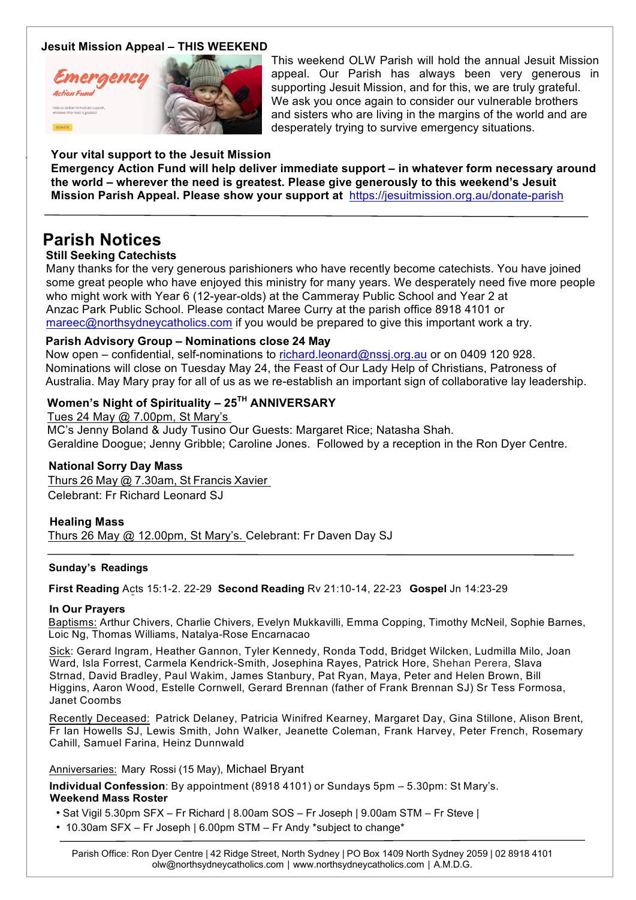**Jesuit Mission Appeal – THIS WEEKEND**

This weekend OLW Parish will hold the annual Jesuit Mission appeal. Our Parish has always been very generous in supporting Jesuit Mission, and for this, we are truly grateful. We ask you once again to consider our vulnerable brothers and sisters who are living in the margins of the world and are desperately trying to survive emergency situations.

**Your vital support to the Jesuit Mission Emergency Action Fund will help deliver immediate support – in whatever form necessary around the world – wherever the need is greatest. Please give generously to this weekend's Jesuit Mission Parish Appeal. Please show your support at** https://jesuitmission.org.au/donate-parish

# Parish Notices

**Still Seeking Catechists**

Many thanks for the very generous parishioners who have recently become catechists. You have joined some great people who have enjoyed this ministry for many years. We desperately need five more people who might work with Year 6 (12-year-olds) at the Cammeray Public School and Year 2 at Anzac Park Public School. Please contact Maree Curry at the parish office 8918 4101 or mareec@northsydneycatholics.com if you would be prepared to give this important work a try.

**Parish Advisory Group – Nominations close 24 May**

Now open – confidential, self-nominations to richard.leonard@nssj.org.au or on 0409 120 928. Nominations will close on Tuesday May 24, the Feast of Our Lady Help of Christians, Patroness of Australia. May Mary pray for all of us as we re-establish an important sign of collaborative lay leadership.

**Women's Night of Spirituality – 25TH ANNIVERSARY**

Tues 24 May @ 7.00pm, St Mary's

MC's Jenny Boland & Judy Tusino Our Guests: Margaret Rice; Natasha Shah. Geraldine Doogue; Jenny Gribble; Caroline Jones. Followed by a reception in the Ron Dyer Centre.

**National Sorry Day Mass**

Thurs 26 May @ 7.30am, St Francis Xavier

Celebrant: Fr Richard Leonard SJ

**Healing Mass**

Thurs 26 May @ 12.00pm, St Mary's. Celebrant: Fr Daven Day SJ

**Sunday's Readings**

**First Reading** Acts 15:1-2. 22-29 **Second Reading** Rv 21:10-14, 22-23 **Gospel** Jn 14:23-29

**In Our Prayers**

Baptisms: Arthur Chivers, Charlie Chivers, Evelyn Mukkavilli, Emma Copping, Timothy McNeil, Sophie Barnes, Loic Ng, Thomas Williams, Natalya-Rose Encarnacao

Sick: Gerard Ingram, Heather Gannon, Tyler Kennedy, Ronda Todd, Bridget Wilcken, Ludmilla Milo, Joan Ward, Isla Forrest, Carmela Kendrick-Smith, Josephina Rayes, Patrick Hore, Shehan Perera, Slava Strnad, David Bradley, Paul Wakim, James Stanbury, Pat Ryan, Maya, Peter and Helen Brown, Bill Higgins, Aaron Wood, Estelle Cornwell, Gerard Brennan (father of Frank Brennan SJ) Sr Tess Formosa, Janet Coombs

Recently Deceased: Patrick Delaney, Patricia Winifred Kearney, Margaret Day, Gina Stillone, Alison Brent, Fr Ian Howells SJ, Lewis Smith, John Walker, Jeanette Coleman, Frank Harvey, Peter French, Rosemary Cahill, Samuel Farina, Heinz Dunnwald

Anniversaries: Mary Rossi (15 May), Michael Bryant

**Individual Confession**: By appointment (8918 4101) or Sundays 5pm – 5.30pm: St Mary's.

**Weekend Mass Roster**

- Sat Vigil 5.30pm SFX – Fr Richard | 8.00am SOS – Fr Joseph | 9.00am STM – Fr Steve |
- 10.30am SFX – Fr Joseph | 6.00pm STM – Fr Andy *subject to change*

Parish Office: Ron Dyer Centre | 42 Ridge Street, North Sydney | PO Box 1409 North Sydney 2059 | 02 8918 4101
olw@northsydneycatholics.com | www.northsydneycatholics.com | A.M.D.G.